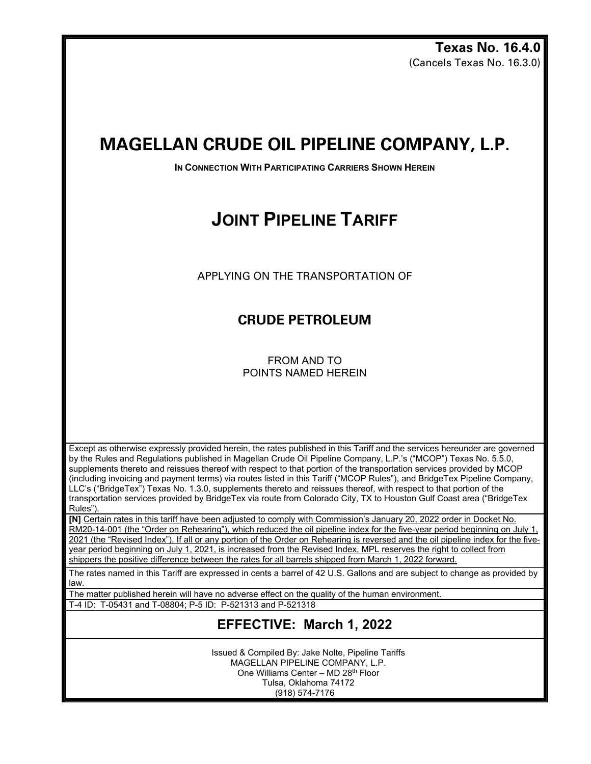**Texas No. 16.4.0**
(Cancels Texas No. 16.3.0)

# MAGELLAN CRUDE OIL PIPELINE COMPANY, L.P.

**IN CONNECTION WITH PARTICIPATING CARRIERS SHOWN HEREIN**

## JOINT PIPELINE TARIFF

APPLYING ON THE TRANSPORTATION OF

### CRUDE PETROLEUM

FROM AND TO
POINTS NAMED HEREIN

Except as otherwise expressly provided herein, the rates published in this Tariff and the services hereunder are governed by the Rules and Regulations published in Magellan Crude Oil Pipeline Company, L.P.'s ("MCOP") Texas No. 5.5.0, supplements thereto and reissues thereof with respect to that portion of the transportation services provided by MCOP (including invoicing and payment terms) via routes listed in this Tariff ("MCOP Rules"), and BridgeTex Pipeline Company, LLC's ("BridgeTex") Texas No. 1.3.0, supplements thereto and reissues thereof, with respect to that portion of the transportation services provided by BridgeTex via route from Colorado City, TX to Houston Gulf Coast area ("BridgeTex Rules").

**[N]** Certain rates in this tariff have been adjusted to comply with Commission's January 20, 2022 order in Docket No. RM20-14-001 (the "Order on Rehearing"), which reduced the oil pipeline index for the five-year period beginning on July 1, 2021 (the "Revised Index"). If all or any portion of the Order on Rehearing is reversed and the oil pipeline index for the five-year period beginning on July 1, 2021, is increased from the Revised Index, MPL reserves the right to collect from shippers the positive difference between the rates for all barrels shipped from March 1, 2022 forward.

The rates named in this Tariff are expressed in cents a barrel of 42 U.S. Gallons and are subject to change as provided by law.

The matter published herein will have no adverse effect on the quality of the human environment.

T-4 ID: T-05431 and T-08804; P-5 ID: P-521313 and P-521318

## EFFECTIVE: March 1, 2022

Issued & Compiled By: Jake Nolte, Pipeline Tariffs
MAGELLAN PIPELINE COMPANY, L.P.
One Williams Center – MD 28th Floor
Tulsa, Oklahoma 74172
(918) 574-7176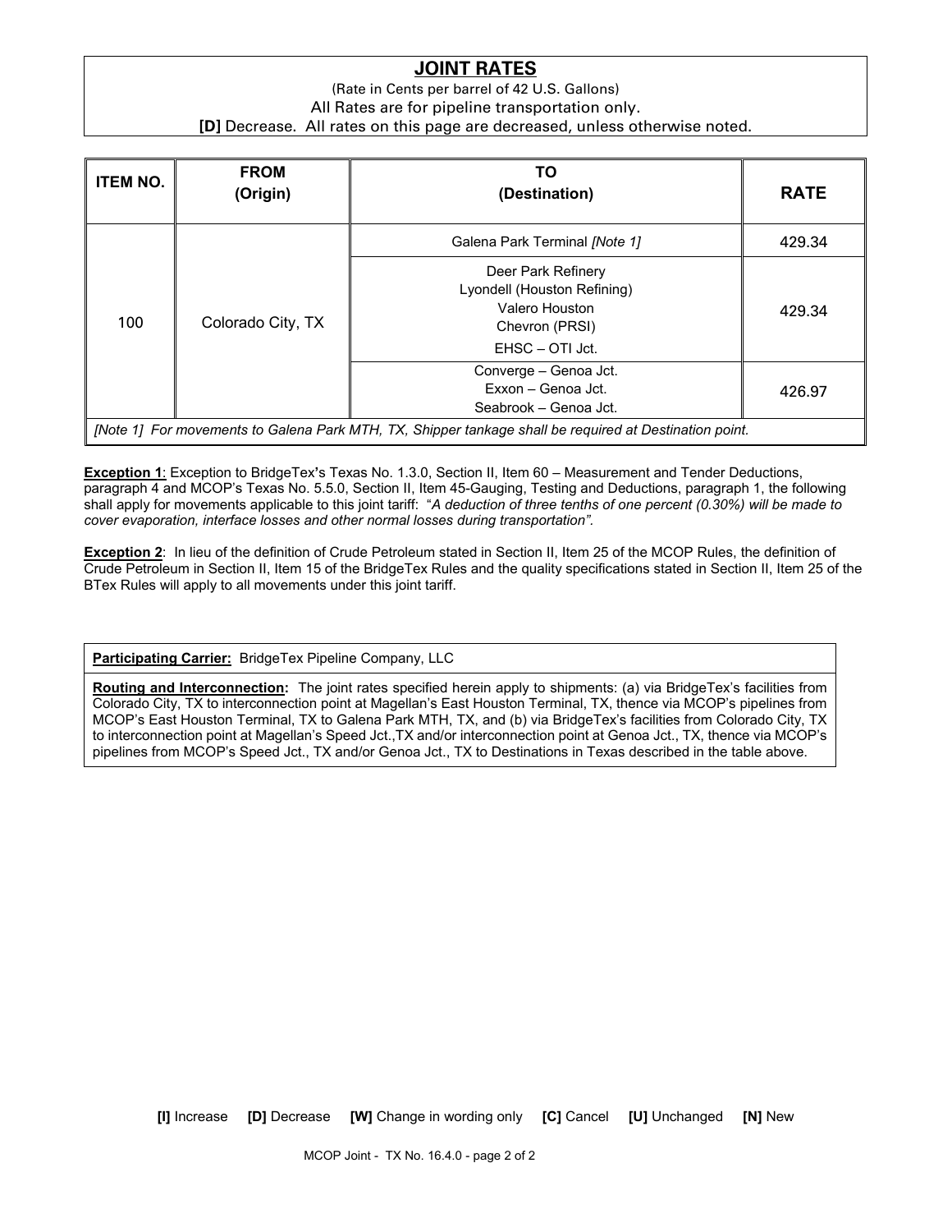# JOINT RATES

(Rate in Cents per barrel of 42 U.S. Gallons)

All Rates are for pipeline transportation only.

**[D]** Decrease. All rates on this page are decreased, unless otherwise noted.

| ITEM NO. | FROM (Origin) | TO (Destination) | RATE |
|---|---|---|---|
| 100 | Colorado City, TX | Galena Park Terminal *[Note 1]* | 429.34 |
| | | Deer Park Refinery<br>Lyondell (Houston Refining)<br>Valero Houston<br>Chevron (PRSI)<br>EHSC – OTI Jct. | 429.34 |
| | | Converge – Genoa Jct.<br>Exxon – Genoa Jct.<br>Seabrook – Genoa Jct. | 426.97 |

*[Note 1] For movements to Galena Park MTH, TX, Shipper tankage shall be required at Destination point.*

**Exception 1**: Exception to BridgeTex's Texas No. 1.3.0, Section II, Item 60 – Measurement and Tender Deductions, paragraph 4 and MCOP's Texas No. 5.5.0, Section II, Item 45-Gauging, Testing and Deductions, paragraph 1, the following shall apply for movements applicable to this joint tariff: "*A deduction of three tenths of one percent (0.30%) will be made to cover evaporation, interface losses and other normal losses during transportation"*.

**Exception 2**: In lieu of the definition of Crude Petroleum stated in Section II, Item 25 of the MCOP Rules, the definition of Crude Petroleum in Section II, Item 15 of the BridgeTex Rules and the quality specifications stated in Section II, Item 25 of the BTex Rules will apply to all movements under this joint tariff.

**Participating Carrier:** BridgeTex Pipeline Company, LLC

**Routing and Interconnection:** The joint rates specified herein apply to shipments: (a) via BridgeTex's facilities from Colorado City, TX to interconnection point at Magellan's East Houston Terminal, TX, thence via MCOP's pipelines from MCOP's East Houston Terminal, TX to Galena Park MTH, TX, and (b) via BridgeTex's facilities from Colorado City, TX to interconnection point at Magellan's Speed Jct.,TX and/or interconnection point at Genoa Jct., TX, thence via MCOP's pipelines from MCOP's Speed Jct., TX and/or Genoa Jct., TX to Destinations in Texas described in the table above.

**[I]** Increase **[D]** Decrease **[W]** Change in wording only **[C]** Cancel **[U]** Unchanged **[N]** New

MCOP Joint - TX No. 16.4.0